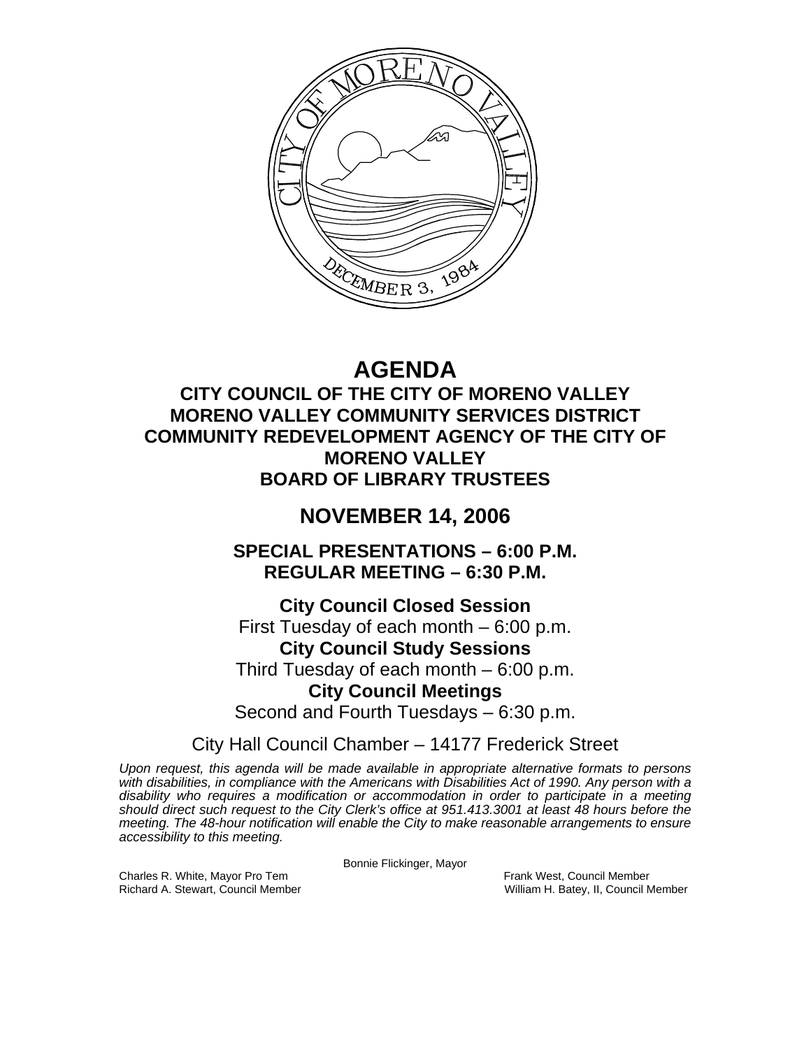# AGENDA

## CITY COUNCIL OF THE CITY OF MORENO VALLEY
## MORENO VALLEY COMMUNITY SERVICES DISTRICT
## COMMUNITY REDEVELOPMENT AGENCY OF THE CITY OF MORENO VALLEY
## BOARD OF LIBRARY TRUSTEES

## NOVEMBER 14, 2006

### SPECIAL PRESENTATIONS – 6:00 P.M.
### REGULAR MEETING – 6:30 P.M.

**City Council Closed Session**
First Tuesday of each month – 6:00 p.m.

**City Council Study Sessions**
Third Tuesday of each month – 6:00 p.m.

**City Council Meetings**
Second and Fourth Tuesdays – 6:30 p.m.

City Hall Council Chamber – 14177 Frederick Street

*Upon request, this agenda will be made available in appropriate alternative formats to persons with disabilities, in compliance with the Americans with Disabilities Act of 1990. Any person with a disability who requires a modification or accommodation in order to participate in a meeting should direct such request to the City Clerk's office at 951.413.3001 at least 48 hours before the meeting. The 48-hour notification will enable the City to make reasonable arrangements to ensure accessibility to this meeting.*

Bonnie Flickinger, Mayor

Charles R. White, Mayor Pro Tem
Frank West, Council Member
Richard A. Stewart, Council Member
William H. Batey, II, Council Member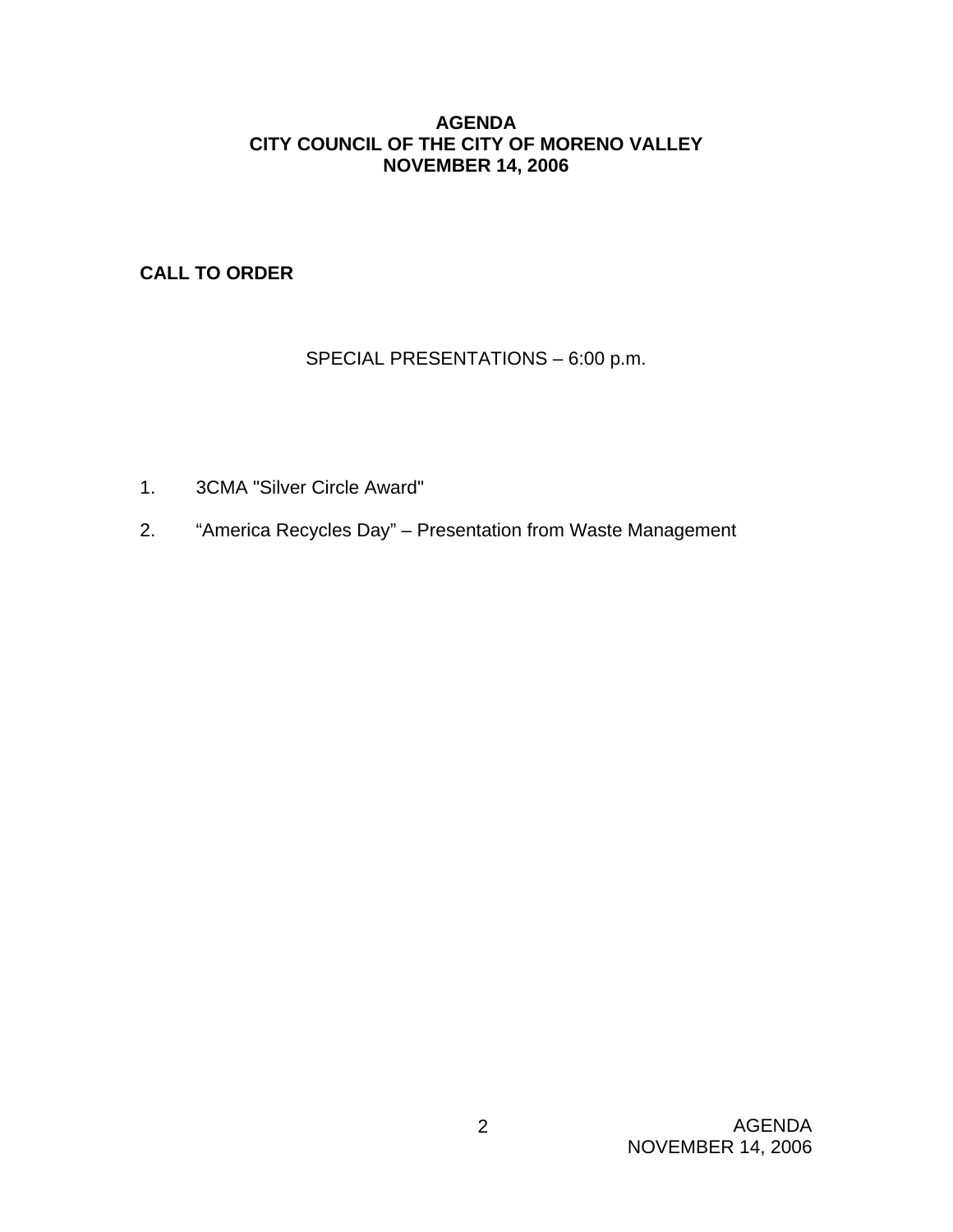**AGENDA**
**CITY COUNCIL OF THE CITY OF MORENO VALLEY**
**NOVEMBER 14, 2006**

**CALL TO ORDER**

SPECIAL PRESENTATIONS – 6:00 p.m.

1. 3CMA "Silver Circle Award"
2. “America Recycles Day” – Presentation from Waste Management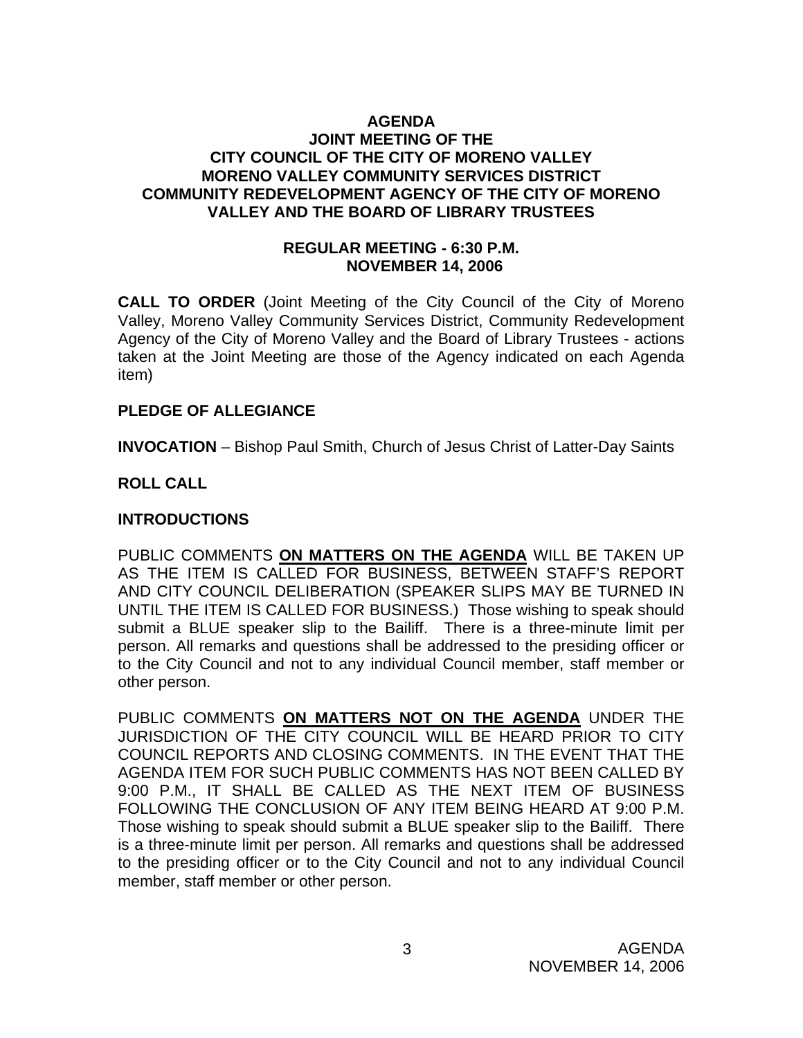**AGENDA**
**JOINT MEETING OF THE**
**CITY COUNCIL OF THE CITY OF MORENO VALLEY**
**MORENO VALLEY COMMUNITY SERVICES DISTRICT**
**COMMUNITY REDEVELOPMENT AGENCY OF THE CITY OF MORENO VALLEY AND THE BOARD OF LIBRARY TRUSTEES**

**REGULAR MEETING - 6:30 P.M.**
**NOVEMBER 14, 2006**

**CALL TO ORDER** (Joint Meeting of the City Council of the City of Moreno Valley, Moreno Valley Community Services District, Community Redevelopment Agency of the City of Moreno Valley and the Board of Library Trustees - actions taken at the Joint Meeting are those of the Agency indicated on each Agenda item)

**PLEDGE OF ALLEGIANCE**

**INVOCATION** – Bishop Paul Smith, Church of Jesus Christ of Latter-Day Saints

**ROLL CALL**

**INTRODUCTIONS**

PUBLIC COMMENTS **ON MATTERS ON THE AGENDA** WILL BE TAKEN UP AS THE ITEM IS CALLED FOR BUSINESS, BETWEEN STAFF'S REPORT AND CITY COUNCIL DELIBERATION (SPEAKER SLIPS MAY BE TURNED IN UNTIL THE ITEM IS CALLED FOR BUSINESS.) Those wishing to speak should submit a BLUE speaker slip to the Bailiff. There is a three-minute limit per person. All remarks and questions shall be addressed to the presiding officer or to the City Council and not to any individual Council member, staff member or other person.

PUBLIC COMMENTS **ON MATTERS NOT ON THE AGENDA** UNDER THE JURISDICTION OF THE CITY COUNCIL WILL BE HEARD PRIOR TO CITY COUNCIL REPORTS AND CLOSING COMMENTS. IN THE EVENT THAT THE AGENDA ITEM FOR SUCH PUBLIC COMMENTS HAS NOT BEEN CALLED BY 9:00 P.M., IT SHALL BE CALLED AS THE NEXT ITEM OF BUSINESS FOLLOWING THE CONCLUSION OF ANY ITEM BEING HEARD AT 9:00 P.M. Those wishing to speak should submit a BLUE speaker slip to the Bailiff. There is a three-minute limit per person. All remarks and questions shall be addressed to the presiding officer or to the City Council and not to any individual Council member, staff member or other person.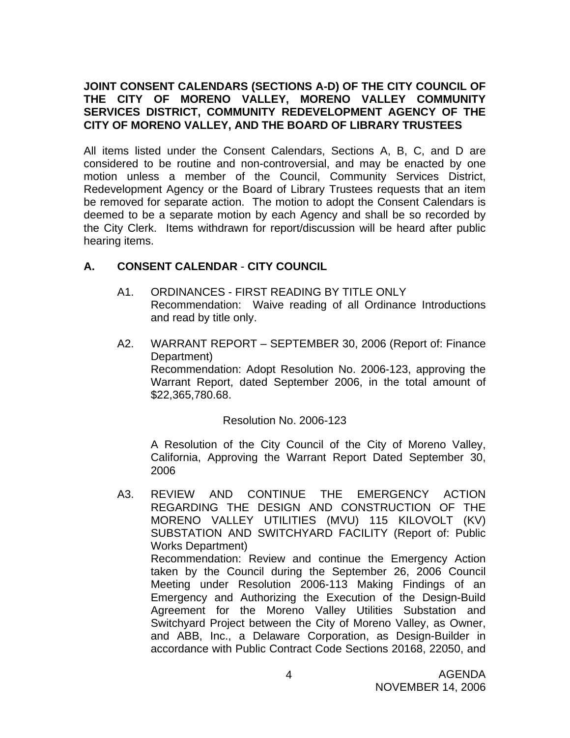**JOINT CONSENT CALENDARS (SECTIONS A-D) OF THE CITY COUNCIL OF THE CITY OF MORENO VALLEY, MORENO VALLEY COMMUNITY SERVICES DISTRICT, COMMUNITY REDEVELOPMENT AGENCY OF THE CITY OF MORENO VALLEY, AND THE BOARD OF LIBRARY TRUSTEES**

All items listed under the Consent Calendars, Sections A, B, C, and D are considered to be routine and non-controversial, and may be enacted by one motion unless a member of the Council, Community Services District, Redevelopment Agency or the Board of Library Trustees requests that an item be removed for separate action. The motion to adopt the Consent Calendars is deemed to be a separate motion by each Agency and shall be so recorded by the City Clerk. Items withdrawn for report/discussion will be heard after public hearing items.

## A. CONSENT CALENDAR - CITY COUNCIL

A1. ORDINANCES - FIRST READING BY TITLE ONLY
Recommendation: Waive reading of all Ordinance Introductions and read by title only.

A2. WARRANT REPORT – SEPTEMBER 30, 2006 (Report of: Finance Department)
Recommendation: Adopt Resolution No. 2006-123, approving the Warrant Report, dated September 2006, in the total amount of $22,365,780.68.

Resolution No. 2006-123

A Resolution of the City Council of the City of Moreno Valley, California, Approving the Warrant Report Dated September 30, 2006

A3. REVIEW AND CONTINUE THE EMERGENCY ACTION REGARDING THE DESIGN AND CONSTRUCTION OF THE MORENO VALLEY UTILITIES (MVU) 115 KILOVOLT (KV) SUBSTATION AND SWITCHYARD FACILITY (Report of: Public Works Department)
Recommendation: Review and continue the Emergency Action taken by the Council during the September 26, 2006 Council Meeting under Resolution 2006-113 Making Findings of an Emergency and Authorizing the Execution of the Design-Build Agreement for the Moreno Valley Utilities Substation and Switchyard Project between the City of Moreno Valley, as Owner, and ABB, Inc., a Delaware Corporation, as Design-Builder in accordance with Public Contract Code Sections 20168, 22050, and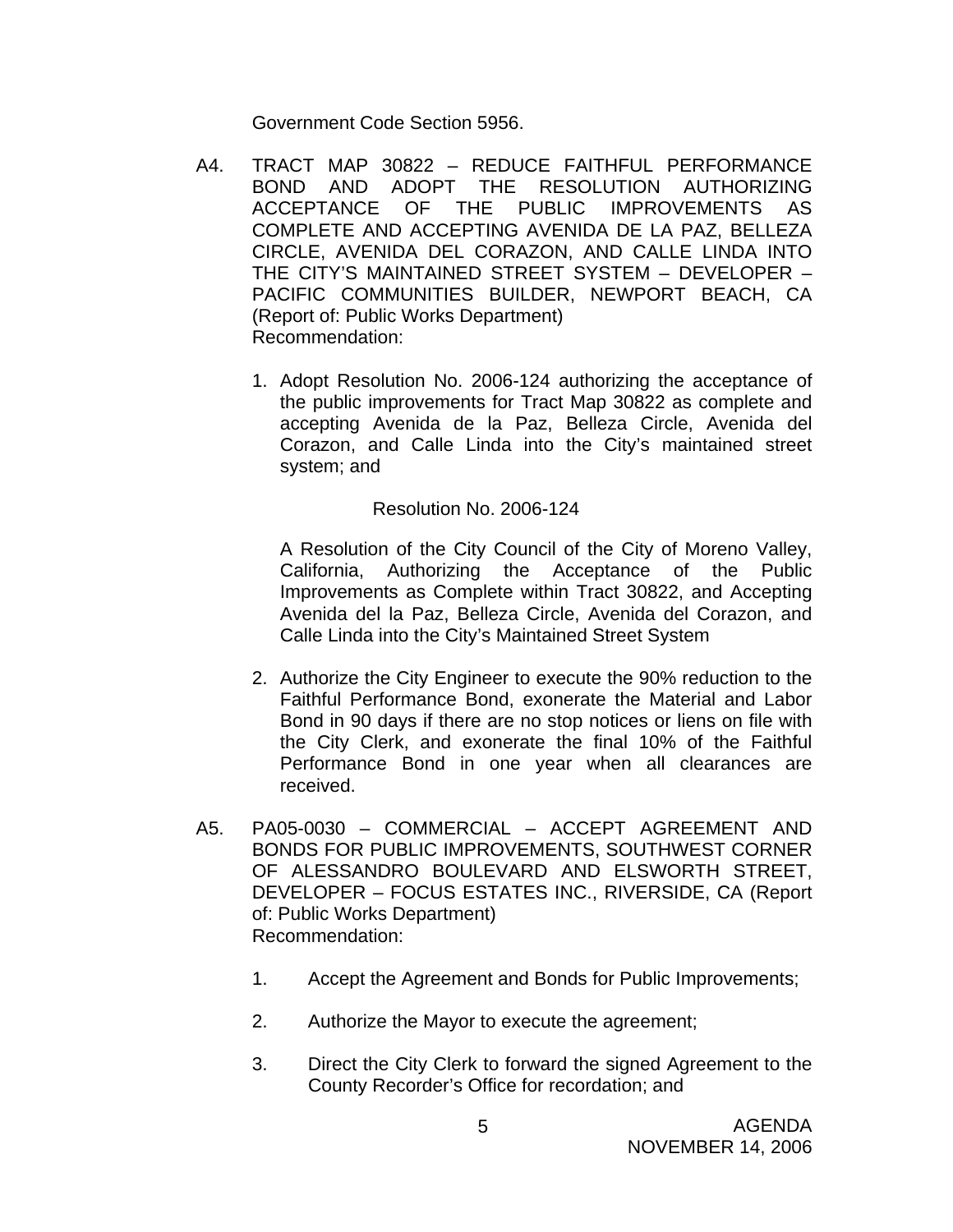Government Code Section 5956.

A4. TRACT MAP 30822 – REDUCE FAITHFUL PERFORMANCE BOND AND ADOPT THE RESOLUTION AUTHORIZING ACCEPTANCE OF THE PUBLIC IMPROVEMENTS AS COMPLETE AND ACCEPTING AVENIDA DE LA PAZ, BELLEZA CIRCLE, AVENIDA DEL CORAZON, AND CALLE LINDA INTO THE CITY'S MAINTAINED STREET SYSTEM – DEVELOPER – PACIFIC COMMUNITIES BUILDER, NEWPORT BEACH, CA (Report of: Public Works Department)
Recommendation:

1. Adopt Resolution No. 2006-124 authorizing the acceptance of the public improvements for Tract Map 30822 as complete and accepting Avenida de la Paz, Belleza Circle, Avenida del Corazon, and Calle Linda into the City's maintained street system; and

   Resolution No. 2006-124

   A Resolution of the City Council of the City of Moreno Valley, California, Authorizing the Acceptance of the Public Improvements as Complete within Tract 30822, and Accepting Avenida del la Paz, Belleza Circle, Avenida del Corazon, and Calle Linda into the City's Maintained Street System

2. Authorize the City Engineer to execute the 90% reduction to the Faithful Performance Bond, exonerate the Material and Labor Bond in 90 days if there are no stop notices or liens on file with the City Clerk, and exonerate the final 10% of the Faithful Performance Bond in one year when all clearances are received.

A5. PA05-0030 – COMMERCIAL – ACCEPT AGREEMENT AND BONDS FOR PUBLIC IMPROVEMENTS, SOUTHWEST CORNER OF ALESSANDRO BOULEVARD AND ELSWORTH STREET, DEVELOPER – FOCUS ESTATES INC., RIVERSIDE, CA (Report of: Public Works Department)
Recommendation:

1. Accept the Agreement and Bonds for Public Improvements;

2. Authorize the Mayor to execute the agreement;

3. Direct the City Clerk to forward the signed Agreement to the County Recorder's Office for recordation; and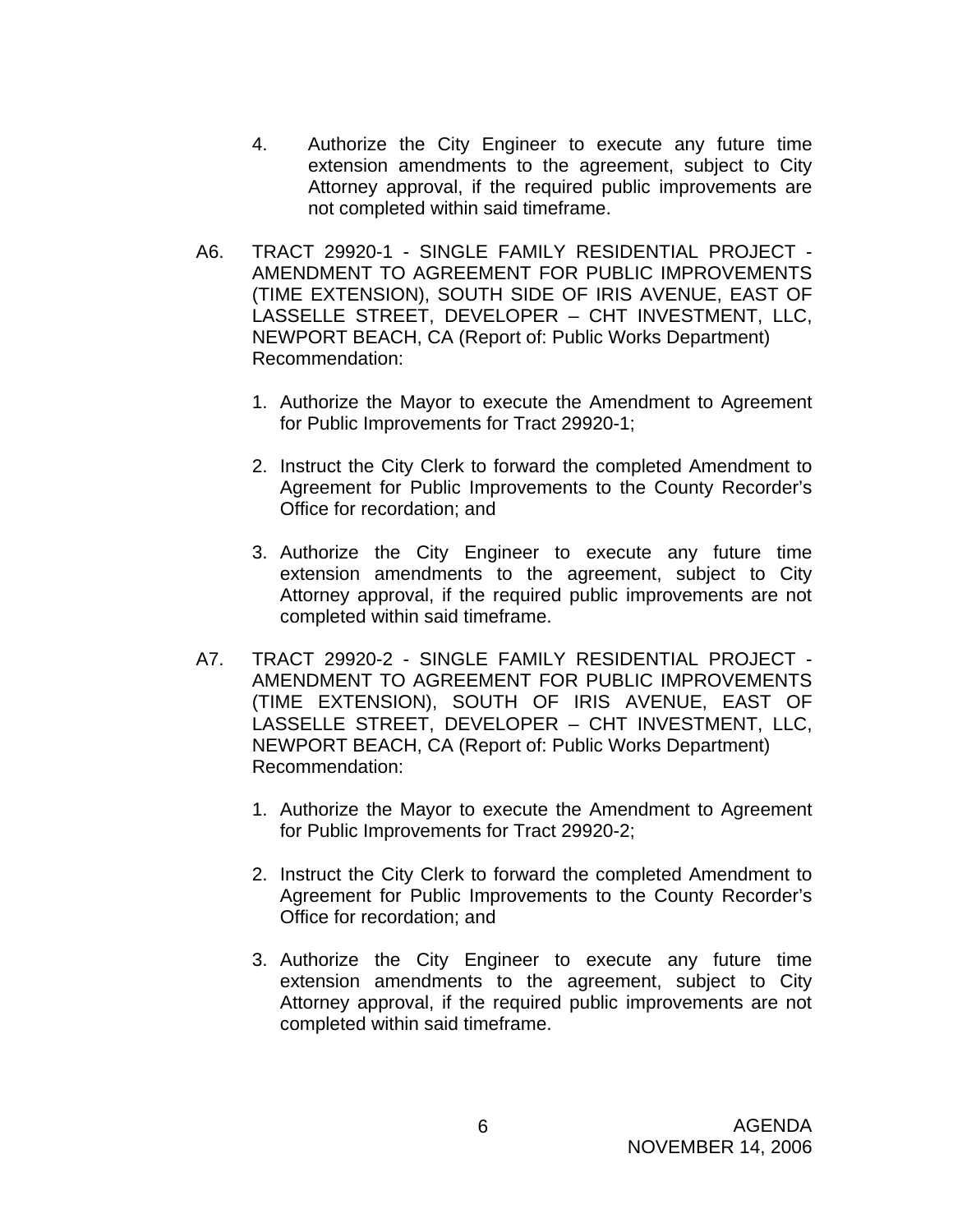4. Authorize the City Engineer to execute any future time extension amendments to the agreement, subject to City Attorney approval, if the required public improvements are not completed within said timeframe.

A6. TRACT 29920-1 - SINGLE FAMILY RESIDENTIAL PROJECT - AMENDMENT TO AGREEMENT FOR PUBLIC IMPROVEMENTS (TIME EXTENSION), SOUTH SIDE OF IRIS AVENUE, EAST OF LASSELLE STREET, DEVELOPER – CHT INVESTMENT, LLC, NEWPORT BEACH, CA (Report of: Public Works Department)
Recommendation:

1. Authorize the Mayor to execute the Amendment to Agreement for Public Improvements for Tract 29920-1;
2. Instruct the City Clerk to forward the completed Amendment to Agreement for Public Improvements to the County Recorder's Office for recordation; and
3. Authorize the City Engineer to execute any future time extension amendments to the agreement, subject to City Attorney approval, if the required public improvements are not completed within said timeframe.

A7. TRACT 29920-2 - SINGLE FAMILY RESIDENTIAL PROJECT - AMENDMENT TO AGREEMENT FOR PUBLIC IMPROVEMENTS (TIME EXTENSION), SOUTH OF IRIS AVENUE, EAST OF LASSELLE STREET, DEVELOPER – CHT INVESTMENT, LLC, NEWPORT BEACH, CA (Report of: Public Works Department)
Recommendation:

1. Authorize the Mayor to execute the Amendment to Agreement for Public Improvements for Tract 29920-2;
2. Instruct the City Clerk to forward the completed Amendment to Agreement for Public Improvements to the County Recorder's Office for recordation; and
3. Authorize the City Engineer to execute any future time extension amendments to the agreement, subject to City Attorney approval, if the required public improvements are not completed within said timeframe.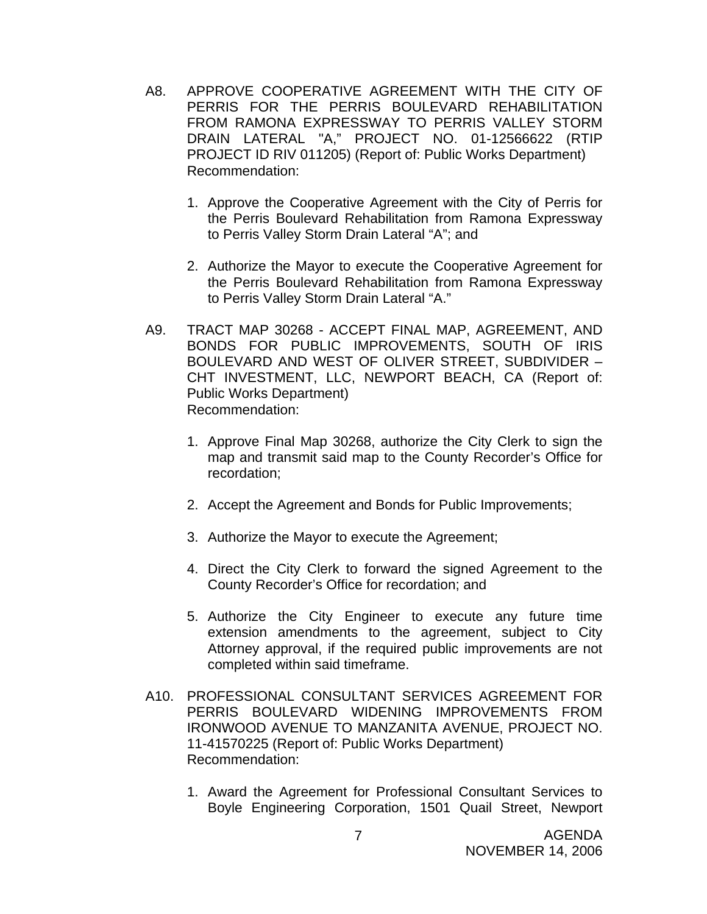A8. APPROVE COOPERATIVE AGREEMENT WITH THE CITY OF PERRIS FOR THE PERRIS BOULEVARD REHABILITATION FROM RAMONA EXPRESSWAY TO PERRIS VALLEY STORM DRAIN LATERAL "A," PROJECT NO. 01-12566622 (RTIP PROJECT ID RIV 011205) (Report of: Public Works Department)
Recommendation:

1. Approve the Cooperative Agreement with the City of Perris for the Perris Boulevard Rehabilitation from Ramona Expressway to Perris Valley Storm Drain Lateral "A"; and

2. Authorize the Mayor to execute the Cooperative Agreement for the Perris Boulevard Rehabilitation from Ramona Expressway to Perris Valley Storm Drain Lateral "A."

A9. TRACT MAP 30268 - ACCEPT FINAL MAP, AGREEMENT, AND BONDS FOR PUBLIC IMPROVEMENTS, SOUTH OF IRIS BOULEVARD AND WEST OF OLIVER STREET, SUBDIVIDER – CHT INVESTMENT, LLC, NEWPORT BEACH, CA (Report of: Public Works Department)
Recommendation:

1. Approve Final Map 30268, authorize the City Clerk to sign the map and transmit said map to the County Recorder's Office for recordation;

2. Accept the Agreement and Bonds for Public Improvements;

3. Authorize the Mayor to execute the Agreement;

4. Direct the City Clerk to forward the signed Agreement to the County Recorder's Office for recordation; and

5. Authorize the City Engineer to execute any future time extension amendments to the agreement, subject to City Attorney approval, if the required public improvements are not completed within said timeframe.

A10. PROFESSIONAL CONSULTANT SERVICES AGREEMENT FOR PERRIS BOULEVARD WIDENING IMPROVEMENTS FROM IRONWOOD AVENUE TO MANZANITA AVENUE, PROJECT NO. 11-41570225 (Report of: Public Works Department)
Recommendation:

1. Award the Agreement for Professional Consultant Services to Boyle Engineering Corporation, 1501 Quail Street, Newport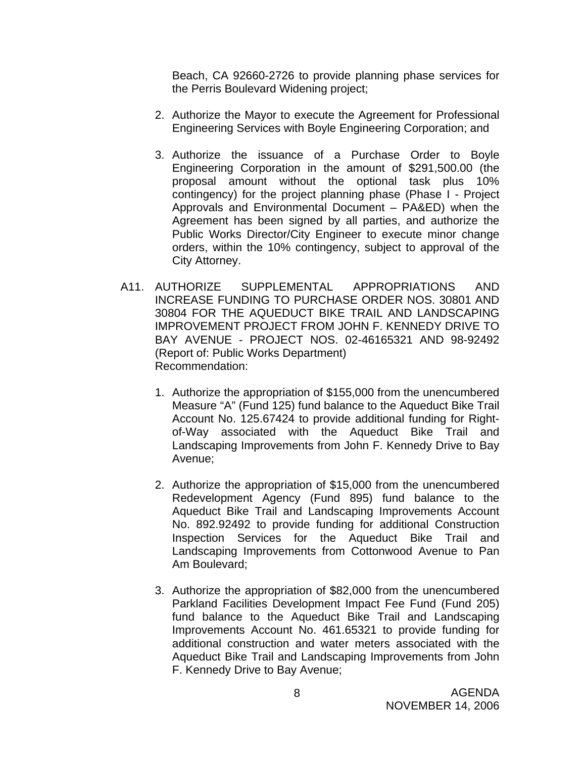Beach, CA 92660-2726 to provide planning phase services for the Perris Boulevard Widening project;

2. Authorize the Mayor to execute the Agreement for Professional Engineering Services with Boyle Engineering Corporation; and

3. Authorize the issuance of a Purchase Order to Boyle Engineering Corporation in the amount of $291,500.00 (the proposal amount without the optional task plus 10% contingency) for the project planning phase (Phase I - Project Approvals and Environmental Document – PA&ED) when the Agreement has been signed by all parties, and authorize the Public Works Director/City Engineer to execute minor change orders, within the 10% contingency, subject to approval of the City Attorney.

A11. AUTHORIZE SUPPLEMENTAL APPROPRIATIONS AND INCREASE FUNDING TO PURCHASE ORDER NOS. 30801 AND 30804 FOR THE AQUEDUCT BIKE TRAIL AND LANDSCAPING IMPROVEMENT PROJECT FROM JOHN F. KENNEDY DRIVE TO BAY AVENUE - PROJECT NOS. 02-46165321 AND 98-92492 (Report of: Public Works Department)
Recommendation:

1. Authorize the appropriation of $155,000 from the unencumbered Measure "A" (Fund 125) fund balance to the Aqueduct Bike Trail Account No. 125.67424 to provide additional funding for Right-of-Way associated with the Aqueduct Bike Trail and Landscaping Improvements from John F. Kennedy Drive to Bay Avenue;

2. Authorize the appropriation of $15,000 from the unencumbered Redevelopment Agency (Fund 895) fund balance to the Aqueduct Bike Trail and Landscaping Improvements Account No. 892.92492 to provide funding for additional Construction Inspection Services for the Aqueduct Bike Trail and Landscaping Improvements from Cottonwood Avenue to Pan Am Boulevard;

3. Authorize the appropriation of $82,000 from the unencumbered Parkland Facilities Development Impact Fee Fund (Fund 205) fund balance to the Aqueduct Bike Trail and Landscaping Improvements Account No. 461.65321 to provide funding for additional construction and water meters associated with the Aqueduct Bike Trail and Landscaping Improvements from John F. Kennedy Drive to Bay Avenue;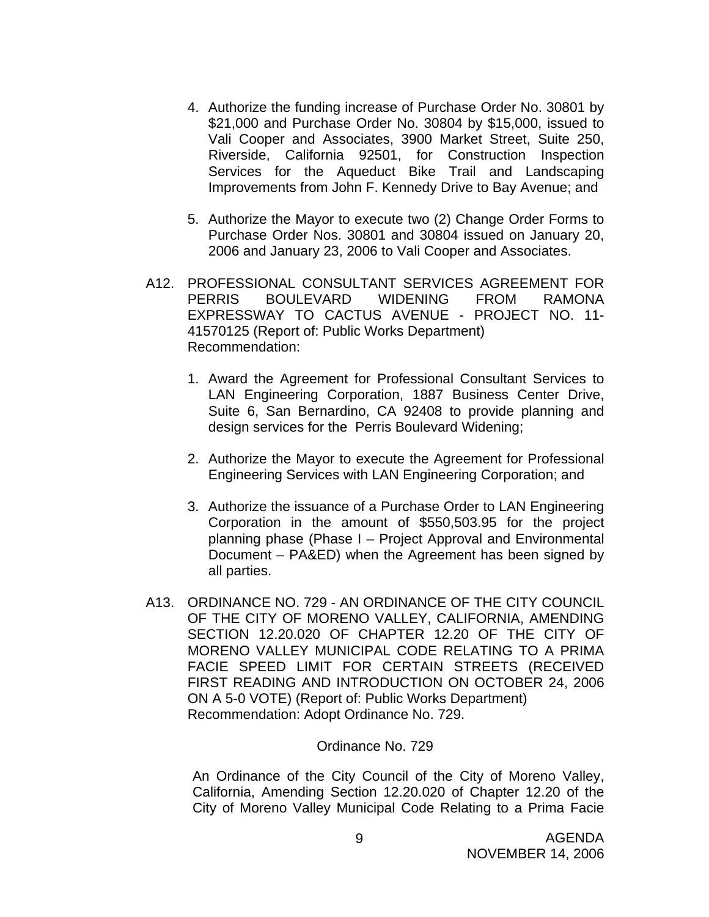4. Authorize the funding increase of Purchase Order No. 30801 by $21,000 and Purchase Order No. 30804 by $15,000, issued to Vali Cooper and Associates, 3900 Market Street, Suite 250, Riverside, California 92501, for Construction Inspection Services for the Aqueduct Bike Trail and Landscaping Improvements from John F. Kennedy Drive to Bay Avenue; and

5. Authorize the Mayor to execute two (2) Change Order Forms to Purchase Order Nos. 30801 and 30804 issued on January 20, 2006 and January 23, 2006 to Vali Cooper and Associates.

A12. PROFESSIONAL CONSULTANT SERVICES AGREEMENT FOR PERRIS BOULEVARD WIDENING FROM RAMONA EXPRESSWAY TO CACTUS AVENUE - PROJECT NO. 11-41570125 (Report of: Public Works Department)
Recommendation:

1. Award the Agreement for Professional Consultant Services to LAN Engineering Corporation, 1887 Business Center Drive, Suite 6, San Bernardino, CA 92408 to provide planning and design services for the Perris Boulevard Widening;

2. Authorize the Mayor to execute the Agreement for Professional Engineering Services with LAN Engineering Corporation; and

3. Authorize the issuance of a Purchase Order to LAN Engineering Corporation in the amount of $550,503.95 for the project planning phase (Phase I – Project Approval and Environmental Document – PA&ED) when the Agreement has been signed by all parties.

A13. ORDINANCE NO. 729 - AN ORDINANCE OF THE CITY COUNCIL OF THE CITY OF MORENO VALLEY, CALIFORNIA, AMENDING SECTION 12.20.020 OF CHAPTER 12.20 OF THE CITY OF MORENO VALLEY MUNICIPAL CODE RELATING TO A PRIMA FACIE SPEED LIMIT FOR CERTAIN STREETS (RECEIVED FIRST READING AND INTRODUCTION ON OCTOBER 24, 2006 ON A 5-0 VOTE) (Report of: Public Works Department)
Recommendation: Adopt Ordinance No. 729.

Ordinance No. 729

An Ordinance of the City Council of the City of Moreno Valley, California, Amending Section 12.20.020 of Chapter 12.20 of the City of Moreno Valley Municipal Code Relating to a Prima Facie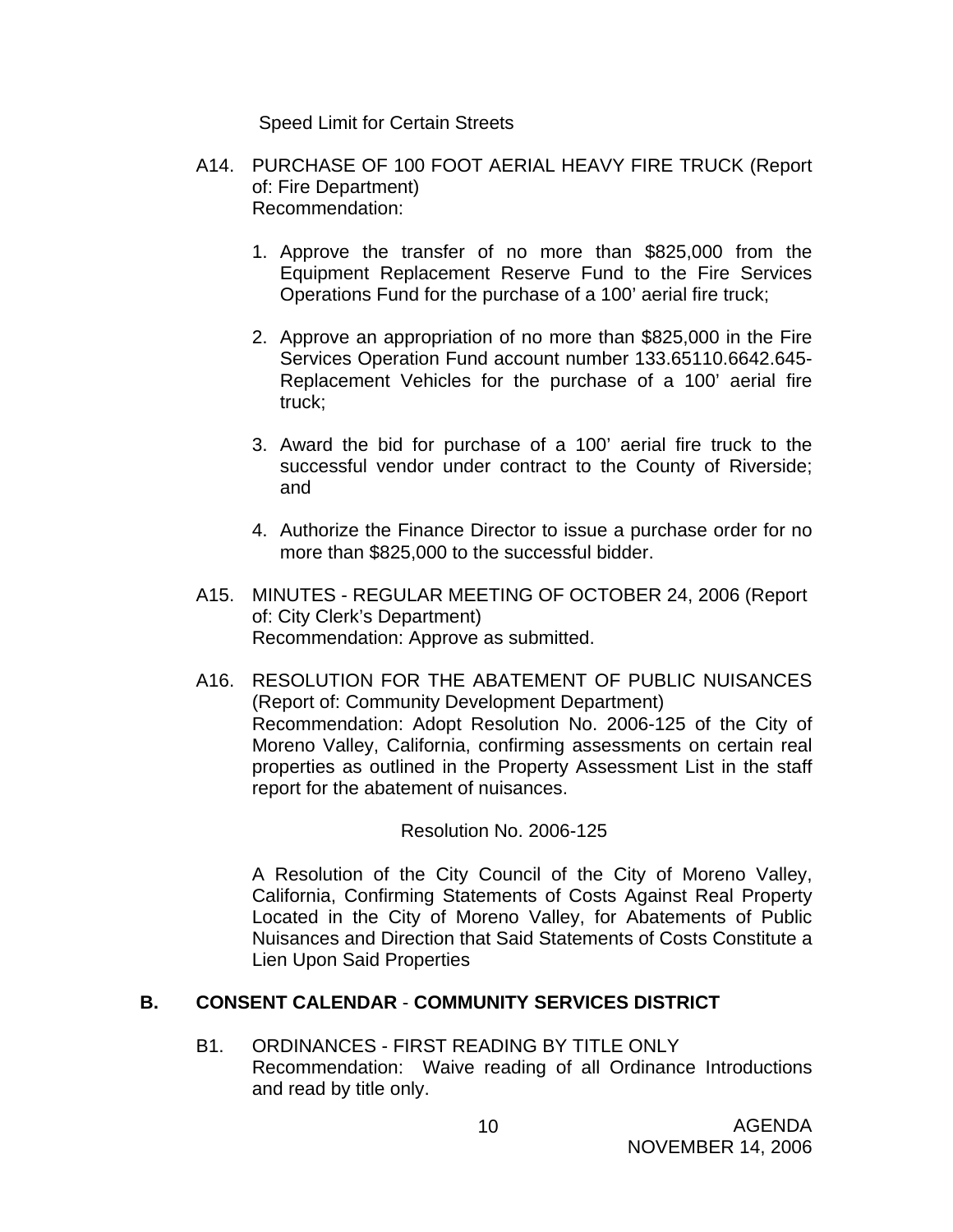Speed Limit for Certain Streets

A14. PURCHASE OF 100 FOOT AERIAL HEAVY FIRE TRUCK (Report of: Fire Department)
Recommendation:

1. Approve the transfer of no more than $825,000 from the Equipment Replacement Reserve Fund to the Fire Services Operations Fund for the purchase of a 100' aerial fire truck;

2. Approve an appropriation of no more than $825,000 in the Fire Services Operation Fund account number 133.65110.6642.645-Replacement Vehicles for the purchase of a 100' aerial fire truck;

3. Award the bid for purchase of a 100' aerial fire truck to the successful vendor under contract to the County of Riverside; and

4. Authorize the Finance Director to issue a purchase order for no more than $825,000 to the successful bidder.

A15. MINUTES - REGULAR MEETING OF OCTOBER 24, 2006 (Report of: City Clerk's Department)
Recommendation: Approve as submitted.

A16. RESOLUTION FOR THE ABATEMENT OF PUBLIC NUISANCES (Report of: Community Development Department)
Recommendation: Adopt Resolution No. 2006-125 of the City of Moreno Valley, California, confirming assessments on certain real properties as outlined in the Property Assessment List in the staff report for the abatement of nuisances.

Resolution No. 2006-125

A Resolution of the City Council of the City of Moreno Valley, California, Confirming Statements of Costs Against Real Property Located in the City of Moreno Valley, for Abatements of Public Nuisances and Direction that Said Statements of Costs Constitute a Lien Upon Said Properties

## B. CONSENT CALENDAR - COMMUNITY SERVICES DISTRICT

B1. ORDINANCES - FIRST READING BY TITLE ONLY
Recommendation: Waive reading of all Ordinance Introductions and read by title only.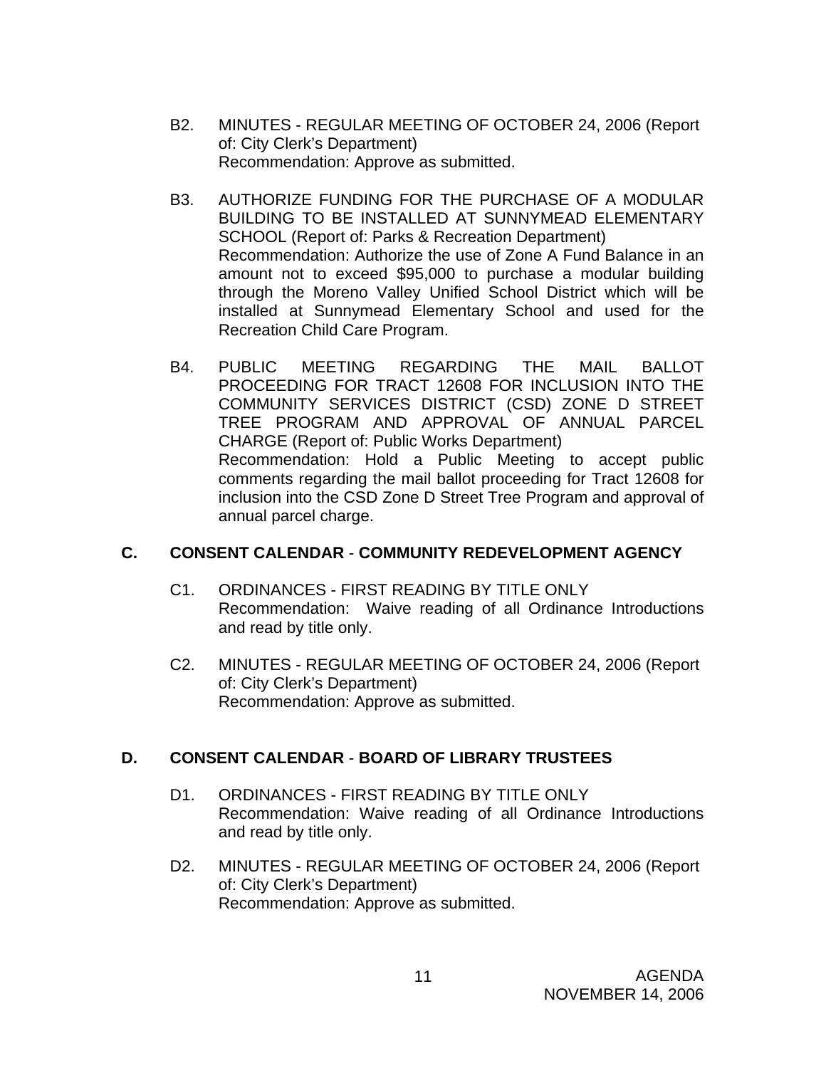B2. MINUTES - REGULAR MEETING OF OCTOBER 24, 2006 (Report of: City Clerk's Department)
Recommendation: Approve as submitted.

B3. AUTHORIZE FUNDING FOR THE PURCHASE OF A MODULAR BUILDING TO BE INSTALLED AT SUNNYMEAD ELEMENTARY SCHOOL (Report of: Parks & Recreation Department)
Recommendation: Authorize the use of Zone A Fund Balance in an amount not to exceed $95,000 to purchase a modular building through the Moreno Valley Unified School District which will be installed at Sunnymead Elementary School and used for the Recreation Child Care Program.

B4. PUBLIC MEETING REGARDING THE MAIL BALLOT PROCEEDING FOR TRACT 12608 FOR INCLUSION INTO THE COMMUNITY SERVICES DISTRICT (CSD) ZONE D STREET TREE PROGRAM AND APPROVAL OF ANNUAL PARCEL CHARGE (Report of: Public Works Department)
Recommendation: Hold a Public Meeting to accept public comments regarding the mail ballot proceeding for Tract 12608 for inclusion into the CSD Zone D Street Tree Program and approval of annual parcel charge.

## C. CONSENT CALENDAR - COMMUNITY REDEVELOPMENT AGENCY

C1. ORDINANCES - FIRST READING BY TITLE ONLY
Recommendation: Waive reading of all Ordinance Introductions and read by title only.

C2. MINUTES - REGULAR MEETING OF OCTOBER 24, 2006 (Report of: City Clerk's Department)
Recommendation: Approve as submitted.

## D. CONSENT CALENDAR - BOARD OF LIBRARY TRUSTEES

D1. ORDINANCES - FIRST READING BY TITLE ONLY
Recommendation: Waive reading of all Ordinance Introductions and read by title only.

D2. MINUTES - REGULAR MEETING OF OCTOBER 24, 2006 (Report of: City Clerk's Department)
Recommendation: Approve as submitted.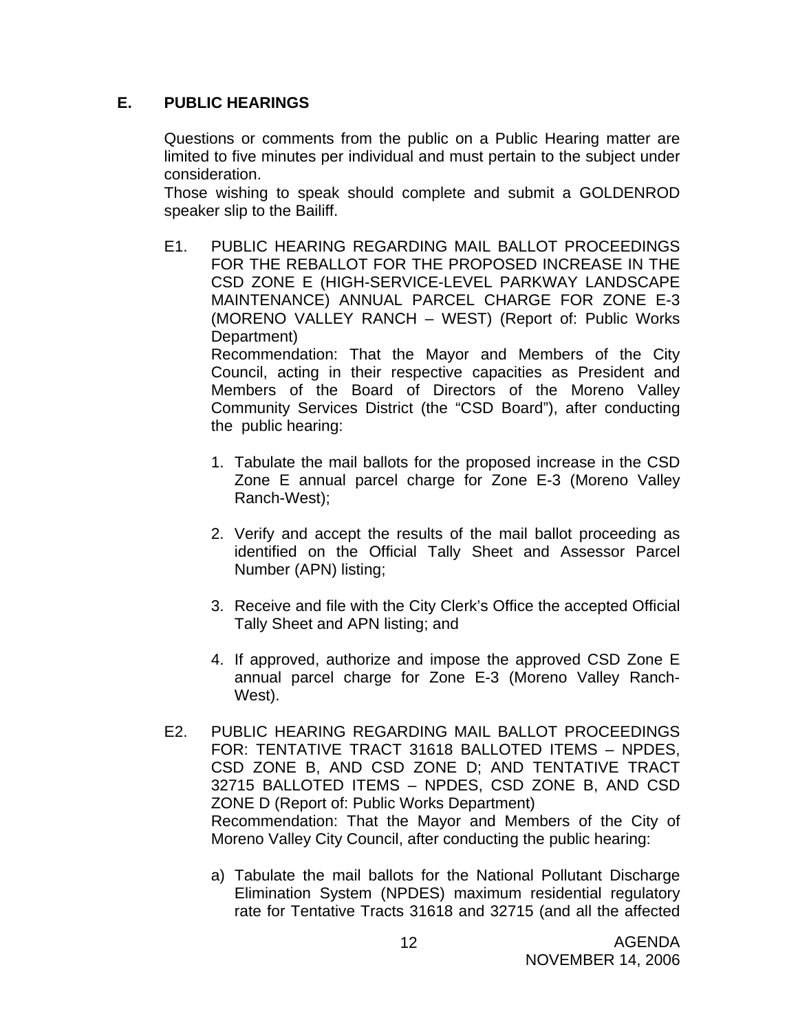## E. PUBLIC HEARINGS

Questions or comments from the public on a Public Hearing matter are limited to five minutes per individual and must pertain to the subject under consideration.

Those wishing to speak should complete and submit a GOLDENROD speaker slip to the Bailiff.

E1. PUBLIC HEARING REGARDING MAIL BALLOT PROCEEDINGS FOR THE REBALLOT FOR THE PROPOSED INCREASE IN THE CSD ZONE E (HIGH-SERVICE-LEVEL PARKWAY LANDSCAPE MAINTENANCE) ANNUAL PARCEL CHARGE FOR ZONE E-3 (MORENO VALLEY RANCH – WEST) (Report of: Public Works Department)

Recommendation: That the Mayor and Members of the City Council, acting in their respective capacities as President and Members of the Board of Directors of the Moreno Valley Community Services District (the "CSD Board"), after conducting the public hearing:

1. Tabulate the mail ballots for the proposed increase in the CSD Zone E annual parcel charge for Zone E-3 (Moreno Valley Ranch-West);

2. Verify and accept the results of the mail ballot proceeding as identified on the Official Tally Sheet and Assessor Parcel Number (APN) listing;

3. Receive and file with the City Clerk's Office the accepted Official Tally Sheet and APN listing; and

4. If approved, authorize and impose the approved CSD Zone E annual parcel charge for Zone E-3 (Moreno Valley Ranch-West).

E2. PUBLIC HEARING REGARDING MAIL BALLOT PROCEEDINGS FOR: TENTATIVE TRACT 31618 BALLOTED ITEMS – NPDES, CSD ZONE B, AND CSD ZONE D; AND TENTATIVE TRACT 32715 BALLOTED ITEMS – NPDES, CSD ZONE B, AND CSD ZONE D (Report of: Public Works Department)

Recommendation: That the Mayor and Members of the City of Moreno Valley City Council, after conducting the public hearing:

a) Tabulate the mail ballots for the National Pollutant Discharge Elimination System (NPDES) maximum residential regulatory rate for Tentative Tracts 31618 and 32715 (and all the affected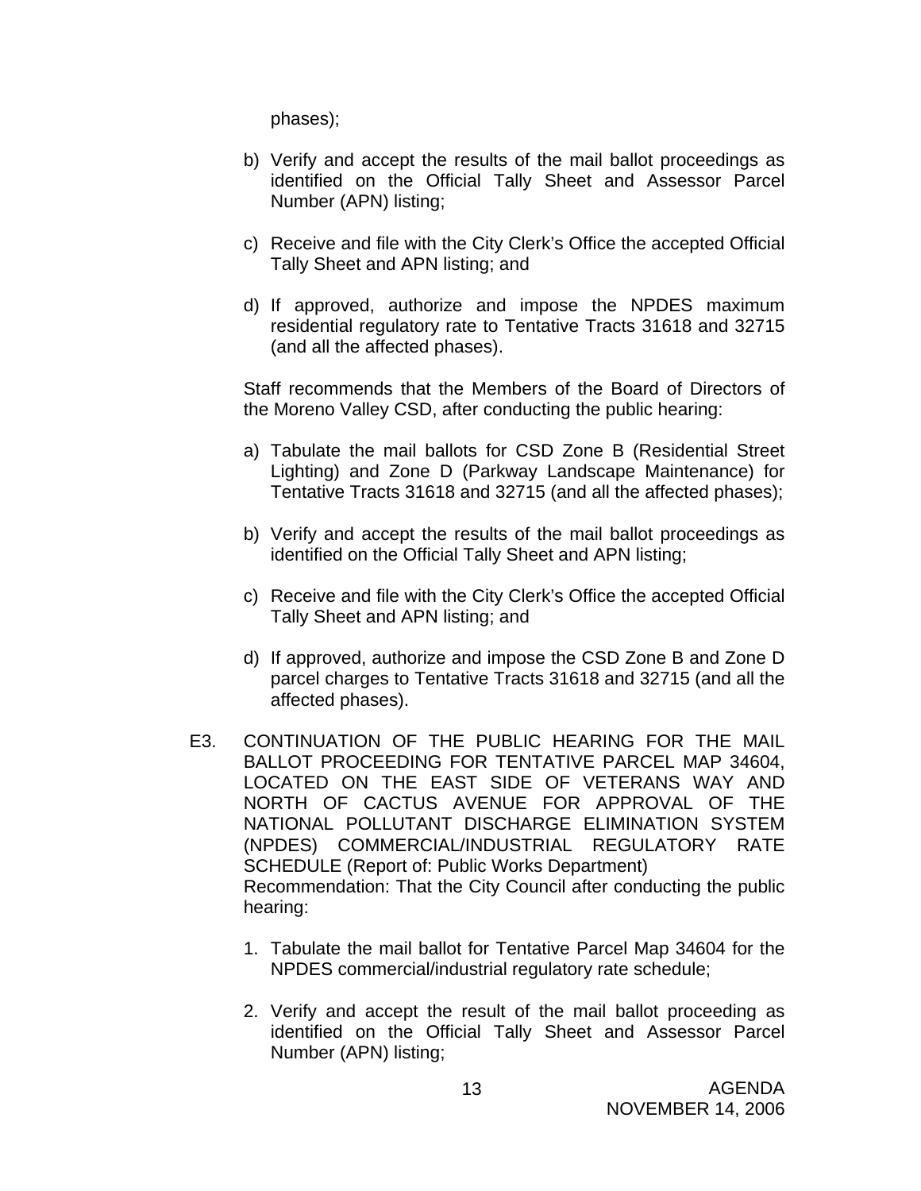phases);

b) Verify and accept the results of the mail ballot proceedings as identified on the Official Tally Sheet and Assessor Parcel Number (APN) listing;

c) Receive and file with the City Clerk's Office the accepted Official Tally Sheet and APN listing; and

d) If approved, authorize and impose the NPDES maximum residential regulatory rate to Tentative Tracts 31618 and 32715 (and all the affected phases).

Staff recommends that the Members of the Board of Directors of the Moreno Valley CSD, after conducting the public hearing:

a) Tabulate the mail ballots for CSD Zone B (Residential Street Lighting) and Zone D (Parkway Landscape Maintenance) for Tentative Tracts 31618 and 32715 (and all the affected phases);

b) Verify and accept the results of the mail ballot proceedings as identified on the Official Tally Sheet and APN listing;

c) Receive and file with the City Clerk's Office the accepted Official Tally Sheet and APN listing; and

d) If approved, authorize and impose the CSD Zone B and Zone D parcel charges to Tentative Tracts 31618 and 32715 (and all the affected phases).

E3. CONTINUATION OF THE PUBLIC HEARING FOR THE MAIL BALLOT PROCEEDING FOR TENTATIVE PARCEL MAP 34604, LOCATED ON THE EAST SIDE OF VETERANS WAY AND NORTH OF CACTUS AVENUE FOR APPROVAL OF THE NATIONAL POLLUTANT DISCHARGE ELIMINATION SYSTEM (NPDES) COMMERCIAL/INDUSTRIAL REGULATORY RATE SCHEDULE (Report of: Public Works Department)
Recommendation: That the City Council after conducting the public hearing:

1. Tabulate the mail ballot for Tentative Parcel Map 34604 for the NPDES commercial/industrial regulatory rate schedule;

2. Verify and accept the result of the mail ballot proceeding as identified on the Official Tally Sheet and Assessor Parcel Number (APN) listing;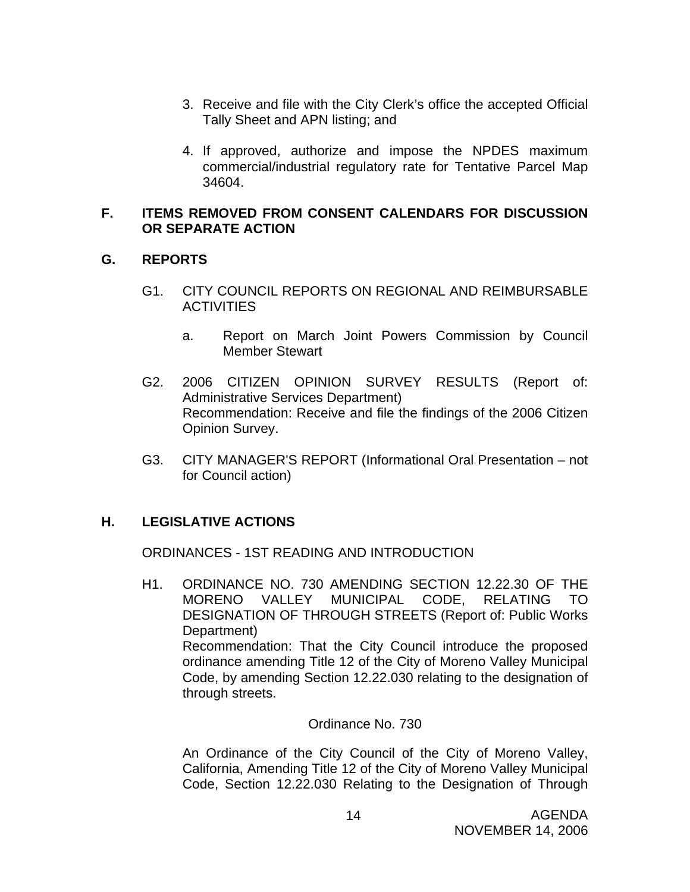3. Receive and file with the City Clerk's office the accepted Official Tally Sheet and APN listing; and
4. If approved, authorize and impose the NPDES maximum commercial/industrial regulatory rate for Tentative Parcel Map 34604.

## F. ITEMS REMOVED FROM CONSENT CALENDARS FOR DISCUSSION OR SEPARATE ACTION

## G. REPORTS

G1. CITY COUNCIL REPORTS ON REGIONAL AND REIMBURSABLE ACTIVITIES

a. Report on March Joint Powers Commission by Council Member Stewart

G2. 2006 CITIZEN OPINION SURVEY RESULTS (Report of: Administrative Services Department)
Recommendation: Receive and file the findings of the 2006 Citizen Opinion Survey.

G3. CITY MANAGER'S REPORT (Informational Oral Presentation – not for Council action)

## H. LEGISLATIVE ACTIONS

ORDINANCES - 1ST READING AND INTRODUCTION

H1. ORDINANCE NO. 730 AMENDING SECTION 12.22.30 OF THE MORENO VALLEY MUNICIPAL CODE, RELATING TO DESIGNATION OF THROUGH STREETS (Report of: Public Works Department)
Recommendation: That the City Council introduce the proposed ordinance amending Title 12 of the City of Moreno Valley Municipal Code, by amending Section 12.22.030 relating to the designation of through streets.

Ordinance No. 730

An Ordinance of the City Council of the City of Moreno Valley, California, Amending Title 12 of the City of Moreno Valley Municipal Code, Section 12.22.030 Relating to the Designation of Through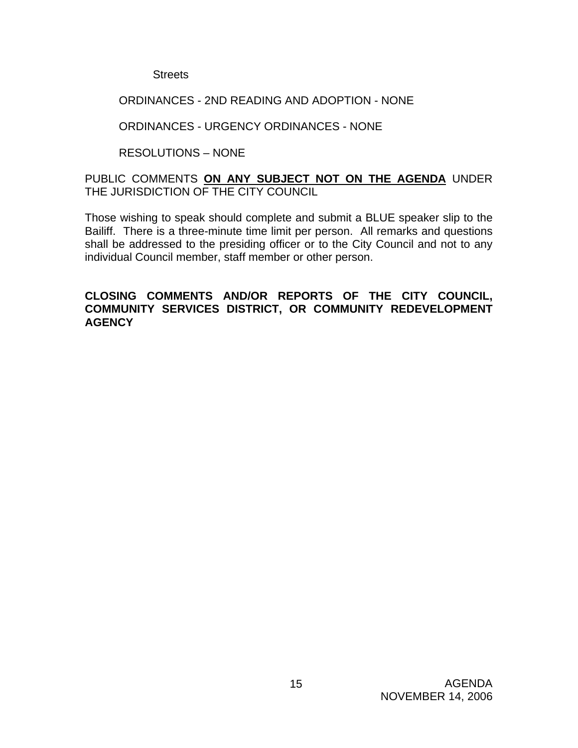Streets

ORDINANCES - 2ND READING AND ADOPTION - NONE

ORDINANCES - URGENCY ORDINANCES - NONE

RESOLUTIONS – NONE

PUBLIC COMMENTS **ON ANY SUBJECT NOT ON THE AGENDA** UNDER THE JURISDICTION OF THE CITY COUNCIL

Those wishing to speak should complete and submit a BLUE speaker slip to the Bailiff. There is a three-minute time limit per person. All remarks and questions shall be addressed to the presiding officer or to the City Council and not to any individual Council member, staff member or other person.

**CLOSING COMMENTS AND/OR REPORTS OF THE CITY COUNCIL, COMMUNITY SERVICES DISTRICT, OR COMMUNITY REDEVELOPMENT AGENCY**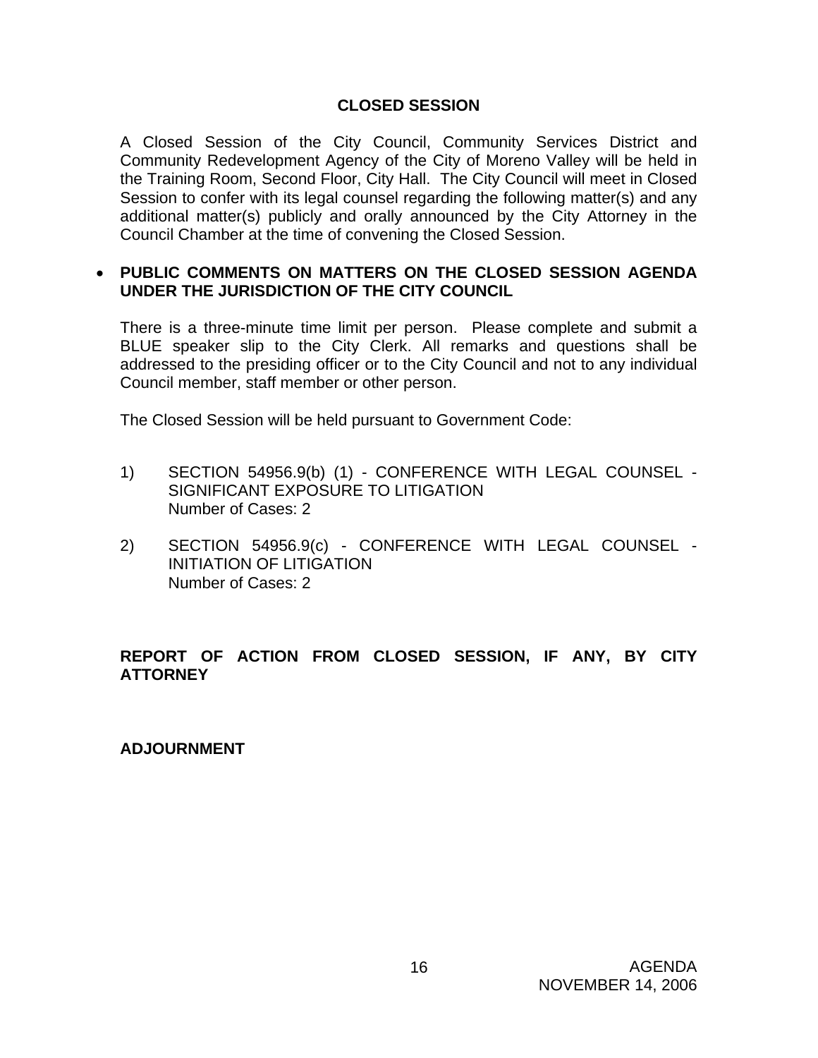## CLOSED SESSION

A Closed Session of the City Council, Community Services District and Community Redevelopment Agency of the City of Moreno Valley will be held in the Training Room, Second Floor, City Hall. The City Council will meet in Closed Session to confer with its legal counsel regarding the following matter(s) and any additional matter(s) publicly and orally announced by the City Attorney in the Council Chamber at the time of convening the Closed Session.

- **PUBLIC COMMENTS ON MATTERS ON THE CLOSED SESSION AGENDA UNDER THE JURISDICTION OF THE CITY COUNCIL**

  There is a three-minute time limit per person. Please complete and submit a BLUE speaker slip to the City Clerk. All remarks and questions shall be addressed to the presiding officer or to the City Council and not to any individual Council member, staff member or other person.

  The Closed Session will be held pursuant to Government Code:

  1) SECTION 54956.9(b) (1) - CONFERENCE WITH LEGAL COUNSEL - SIGNIFICANT EXPOSURE TO LITIGATION
     Number of Cases: 2

  2) SECTION 54956.9(c) - CONFERENCE WITH LEGAL COUNSEL - INITIATION OF LITIGATION
     Number of Cases: 2

**REPORT OF ACTION FROM CLOSED SESSION, IF ANY, BY CITY ATTORNEY**

**ADJOURNMENT**